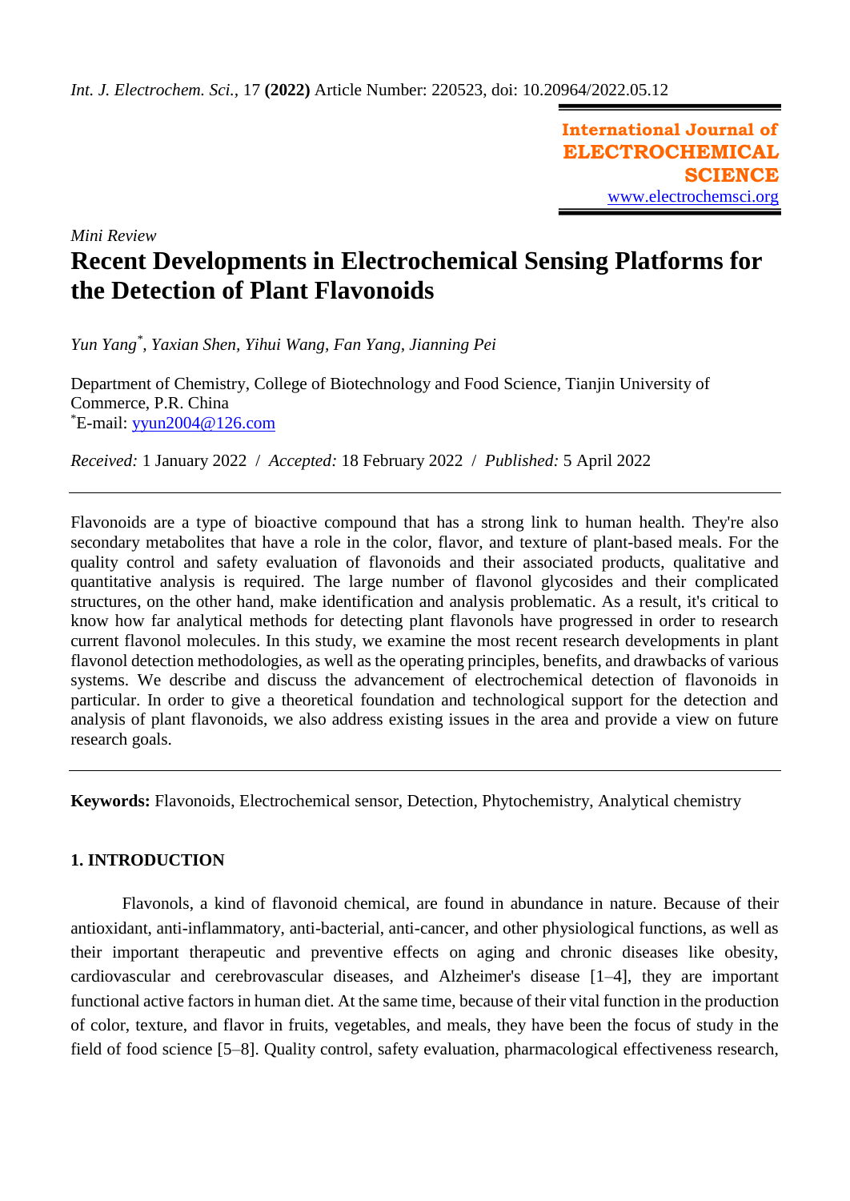*Int. J. Electrochem. Sci.*, 17 **(2022)** Article Number: 220523, doi: 10.20964/2022.05.12

**International Journal of ELECTROCHEMICAL SCIENCE**
www.electrochemsci.org

*Mini Review*

# Recent Developments in Electrochemical Sensing Platforms for the Detection of Plant Flavonoids

*Yun Yang[*], Yaxian Shen, Yihui Wang, Fan Yang, Jianning Pei*

Department of Chemistry, College of Biotechnology and Food Science, Tianjin University of Commerce, P.R. China
[*]E-mail: yyun2004@126.com

*Received:* 1 January 2022 / *Accepted:* 18 February 2022 / *Published:* 5 April 2022

Flavonoids are a type of bioactive compound that has a strong link to human health. They're also secondary metabolites that have a role in the color, flavor, and texture of plant-based meals. For the quality control and safety evaluation of flavonoids and their associated products, qualitative and quantitative analysis is required. The large number of flavonol glycosides and their complicated structures, on the other hand, make identification and analysis problematic. As a result, it's critical to know how far analytical methods for detecting plant flavonols have progressed in order to research current flavonol molecules. In this study, we examine the most recent research developments in plant flavonol detection methodologies, as well as the operating principles, benefits, and drawbacks of various systems. We describe and discuss the advancement of electrochemical detection of flavonoids in particular. In order to give a theoretical foundation and technological support for the detection and analysis of plant flavonoids, we also address existing issues in the area and provide a view on future research goals.

**Keywords:** Flavonoids, Electrochemical sensor, Detection, Phytochemistry, Analytical chemistry

## 1. INTRODUCTION

Flavonols, a kind of flavonoid chemical, are found in abundance in nature. Because of their antioxidant, anti-inflammatory, anti-bacterial, anti-cancer, and other physiological functions, as well as their important therapeutic and preventive effects on aging and chronic diseases like obesity, cardiovascular and cerebrovascular diseases, and Alzheimer's disease [1–4], they are important functional active factors in human diet. At the same time, because of their vital function in the production of color, texture, and flavor in fruits, vegetables, and meals, they have been the focus of study in the field of food science [5–8]. Quality control, safety evaluation, pharmacological effectiveness research,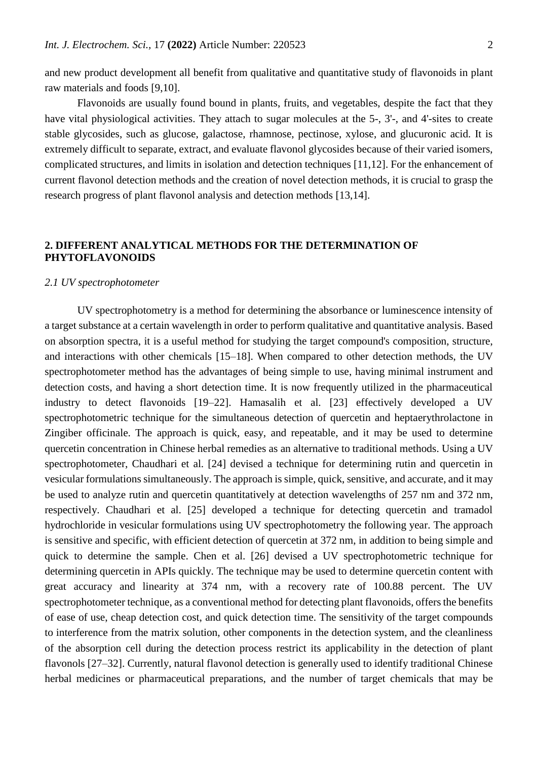and new product development all benefit from qualitative and quantitative study of flavonoids in plant raw materials and foods [9,10].

Flavonoids are usually found bound in plants, fruits, and vegetables, despite the fact that they have vital physiological activities. They attach to sugar molecules at the 5-, 3'-, and 4'-sites to create stable glycosides, such as glucose, galactose, rhamnose, pectinose, xylose, and glucuronic acid. It is extremely difficult to separate, extract, and evaluate flavonol glycosides because of their varied isomers, complicated structures, and limits in isolation and detection techniques [11,12]. For the enhancement of current flavonol detection methods and the creation of novel detection methods, it is crucial to grasp the research progress of plant flavonol analysis and detection methods [13,14].

## 2. DIFFERENT ANALYTICAL METHODS FOR THE DETERMINATION OF PHYTOFLAVONOIDS

### *2.1 UV spectrophotometer*

UV spectrophotometry is a method for determining the absorbance or luminescence intensity of a target substance at a certain wavelength in order to perform qualitative and quantitative analysis. Based on absorption spectra, it is a useful method for studying the target compound's composition, structure, and interactions with other chemicals [15–18]. When compared to other detection methods, the UV spectrophotometer method has the advantages of being simple to use, having minimal instrument and detection costs, and having a short detection time. It is now frequently utilized in the pharmaceutical industry to detect flavonoids [19–22]. Hamasalih et al. [23] effectively developed a UV spectrophotometric technique for the simultaneous detection of quercetin and heptaerythrolactone in Zingiber officinale. The approach is quick, easy, and repeatable, and it may be used to determine quercetin concentration in Chinese herbal remedies as an alternative to traditional methods. Using a UV spectrophotometer, Chaudhari et al. [24] devised a technique for determining rutin and quercetin in vesicular formulations simultaneously. The approach is simple, quick, sensitive, and accurate, and it may be used to analyze rutin and quercetin quantitatively at detection wavelengths of 257 nm and 372 nm, respectively. Chaudhari et al. [25] developed a technique for detecting quercetin and tramadol hydrochloride in vesicular formulations using UV spectrophotometry the following year. The approach is sensitive and specific, with efficient detection of quercetin at 372 nm, in addition to being simple and quick to determine the sample. Chen et al. [26] devised a UV spectrophotometric technique for determining quercetin in APIs quickly. The technique may be used to determine quercetin content with great accuracy and linearity at 374 nm, with a recovery rate of 100.88 percent. The UV spectrophotometer technique, as a conventional method for detecting plant flavonoids, offers the benefits of ease of use, cheap detection cost, and quick detection time. The sensitivity of the target compounds to interference from the matrix solution, other components in the detection system, and the cleanliness of the absorption cell during the detection process restrict its applicability in the detection of plant flavonols [27–32]. Currently, natural flavonol detection is generally used to identify traditional Chinese herbal medicines or pharmaceutical preparations, and the number of target chemicals that may be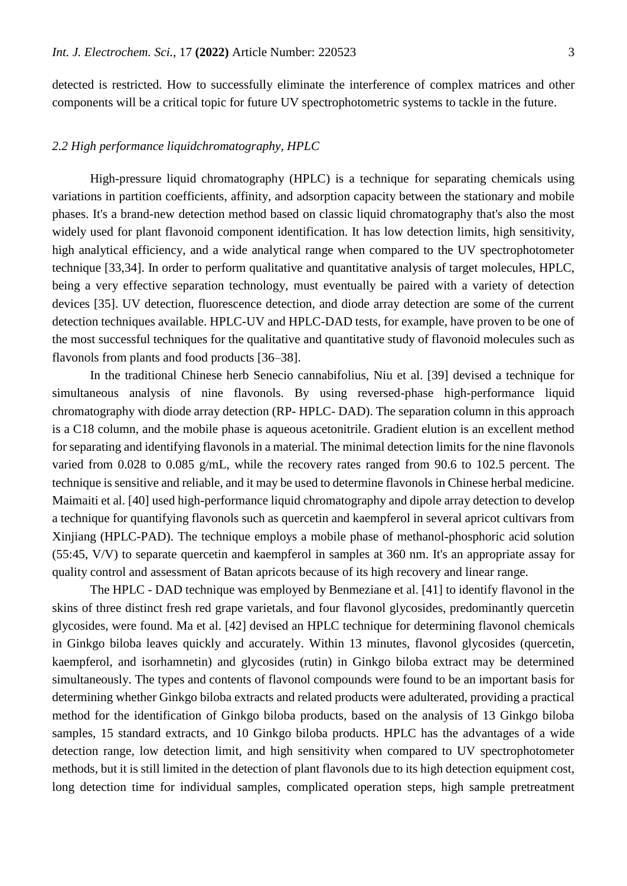detected is restricted. How to successfully eliminate the interference of complex matrices and other components will be a critical topic for future UV spectrophotometric systems to tackle in the future.

### *2.2 High performance liquidchromatography, HPLC*

High-pressure liquid chromatography (HPLC) is a technique for separating chemicals using variations in partition coefficients, affinity, and adsorption capacity between the stationary and mobile phases. It's a brand-new detection method based on classic liquid chromatography that's also the most widely used for plant flavonoid component identification. It has low detection limits, high sensitivity, high analytical efficiency, and a wide analytical range when compared to the UV spectrophotometer technique [33,34]. In order to perform qualitative and quantitative analysis of target molecules, HPLC, being a very effective separation technology, must eventually be paired with a variety of detection devices [35]. UV detection, fluorescence detection, and diode array detection are some of the current detection techniques available. HPLC-UV and HPLC-DAD tests, for example, have proven to be one of the most successful techniques for the qualitative and quantitative study of flavonoid molecules such as flavonols from plants and food products [36–38].

In the traditional Chinese herb Senecio cannabifolius, Niu et al. [39] devised a technique for simultaneous analysis of nine flavonols. By using reversed-phase high-performance liquid chromatography with diode array detection (RP- HPLC- DAD). The separation column in this approach is a C18 column, and the mobile phase is aqueous acetonitrile. Gradient elution is an excellent method for separating and identifying flavonols in a material. The minimal detection limits for the nine flavonols varied from 0.028 to 0.085 g/mL, while the recovery rates ranged from 90.6 to 102.5 percent. The technique is sensitive and reliable, and it may be used to determine flavonols in Chinese herbal medicine. Maimaiti et al. [40] used high-performance liquid chromatography and dipole array detection to develop a technique for quantifying flavonols such as quercetin and kaempferol in several apricot cultivars from Xinjiang (HPLC-PAD). The technique employs a mobile phase of methanol-phosphoric acid solution (55:45, V/V) to separate quercetin and kaempferol in samples at 360 nm. It's an appropriate assay for quality control and assessment of Batan apricots because of its high recovery and linear range.

The HPLC - DAD technique was employed by Benmeziane et al. [41] to identify flavonol in the skins of three distinct fresh red grape varietals, and four flavonol glycosides, predominantly quercetin glycosides, were found. Ma et al. [42] devised an HPLC technique for determining flavonol chemicals in Ginkgo biloba leaves quickly and accurately. Within 13 minutes, flavonol glycosides (quercetin, kaempferol, and isorhamnetin) and glycosides (rutin) in Ginkgo biloba extract may be determined simultaneously. The types and contents of flavonol compounds were found to be an important basis for determining whether Ginkgo biloba extracts and related products were adulterated, providing a practical method for the identification of Ginkgo biloba products, based on the analysis of 13 Ginkgo biloba samples, 15 standard extracts, and 10 Ginkgo biloba products. HPLC has the advantages of a wide detection range, low detection limit, and high sensitivity when compared to UV spectrophotometer methods, but it is still limited in the detection of plant flavonols due to its high detection equipment cost, long detection time for individual samples, complicated operation steps, high sample pretreatment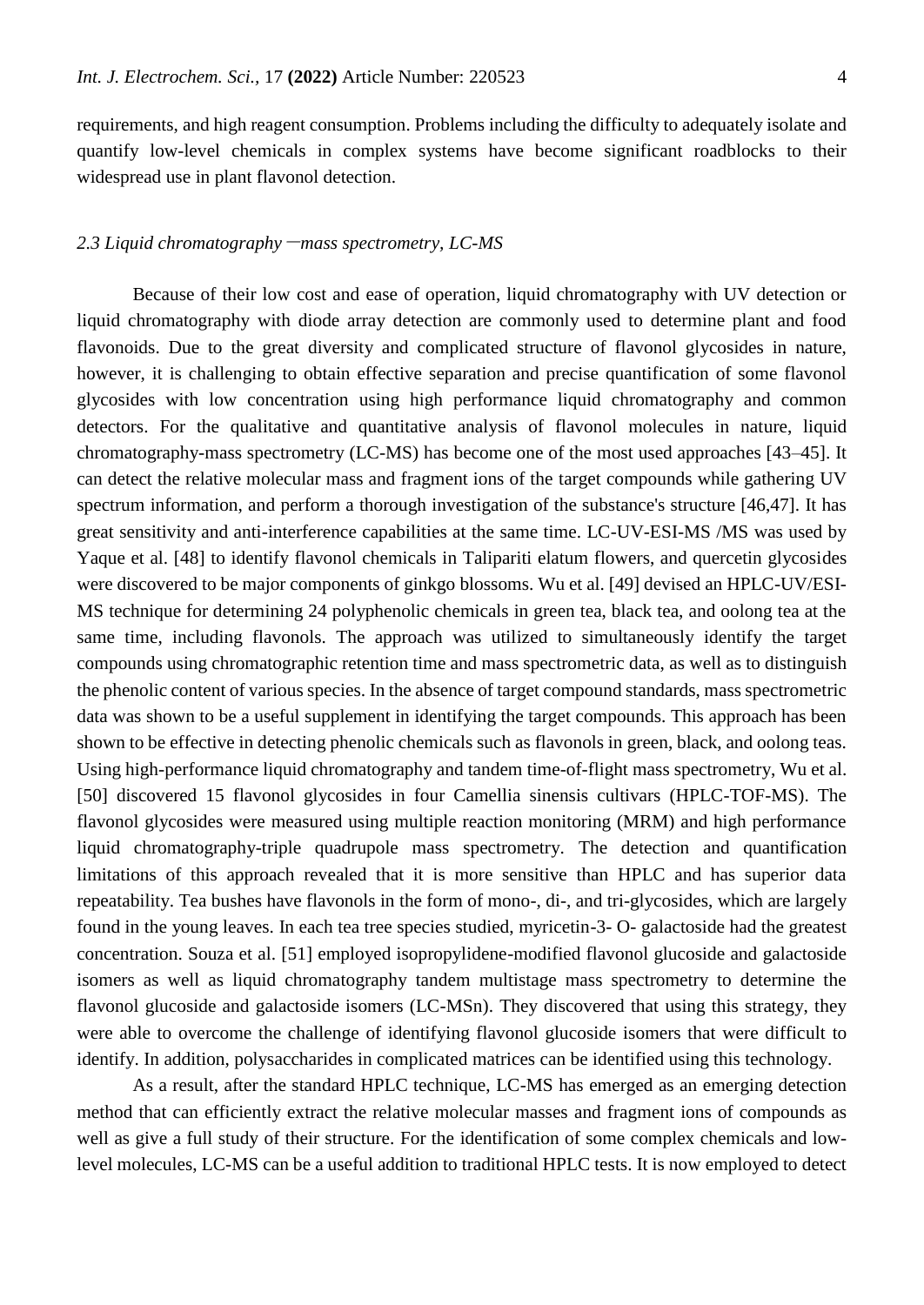requirements, and high reagent consumption. Problems including the difficulty to adequately isolate and quantify low-level chemicals in complex systems have become significant roadblocks to their widespread use in plant flavonol detection.

### *2.3 Liquid chromatography —mass spectrometry, LC-MS*

Because of their low cost and ease of operation, liquid chromatography with UV detection or liquid chromatography with diode array detection are commonly used to determine plant and food flavonoids. Due to the great diversity and complicated structure of flavonol glycosides in nature, however, it is challenging to obtain effective separation and precise quantification of some flavonol glycosides with low concentration using high performance liquid chromatography and common detectors. For the qualitative and quantitative analysis of flavonol molecules in nature, liquid chromatography-mass spectrometry (LC-MS) has become one of the most used approaches [43–45]. It can detect the relative molecular mass and fragment ions of the target compounds while gathering UV spectrum information, and perform a thorough investigation of the substance's structure [46,47]. It has great sensitivity and anti-interference capabilities at the same time. LC-UV-ESI-MS /MS was used by Yaque et al. [48] to identify flavonol chemicals in Talipariti elatum flowers, and quercetin glycosides were discovered to be major components of ginkgo blossoms. Wu et al. [49] devised an HPLC-UV/ESI-MS technique for determining 24 polyphenolic chemicals in green tea, black tea, and oolong tea at the same time, including flavonols. The approach was utilized to simultaneously identify the target compounds using chromatographic retention time and mass spectrometric data, as well as to distinguish the phenolic content of various species. In the absence of target compound standards, mass spectrometric data was shown to be a useful supplement in identifying the target compounds. This approach has been shown to be effective in detecting phenolic chemicals such as flavonols in green, black, and oolong teas. Using high-performance liquid chromatography and tandem time-of-flight mass spectrometry, Wu et al. [50] discovered 15 flavonol glycosides in four Camellia sinensis cultivars (HPLC-TOF-MS). The flavonol glycosides were measured using multiple reaction monitoring (MRM) and high performance liquid chromatography-triple quadrupole mass spectrometry. The detection and quantification limitations of this approach revealed that it is more sensitive than HPLC and has superior data repeatability. Tea bushes have flavonols in the form of mono-, di-, and tri-glycosides, which are largely found in the young leaves. In each tea tree species studied, myricetin-3- O- galactoside had the greatest concentration. Souza et al. [51] employed isopropylidene-modified flavonol glucoside and galactoside isomers as well as liquid chromatography tandem multistage mass spectrometry to determine the flavonol glucoside and galactoside isomers (LC-MSn). They discovered that using this strategy, they were able to overcome the challenge of identifying flavonol glucoside isomers that were difficult to identify. In addition, polysaccharides in complicated matrices can be identified using this technology.

As a result, after the standard HPLC technique, LC-MS has emerged as an emerging detection method that can efficiently extract the relative molecular masses and fragment ions of compounds as well as give a full study of their structure. For the identification of some complex chemicals and low-level molecules, LC-MS can be a useful addition to traditional HPLC tests. It is now employed to detect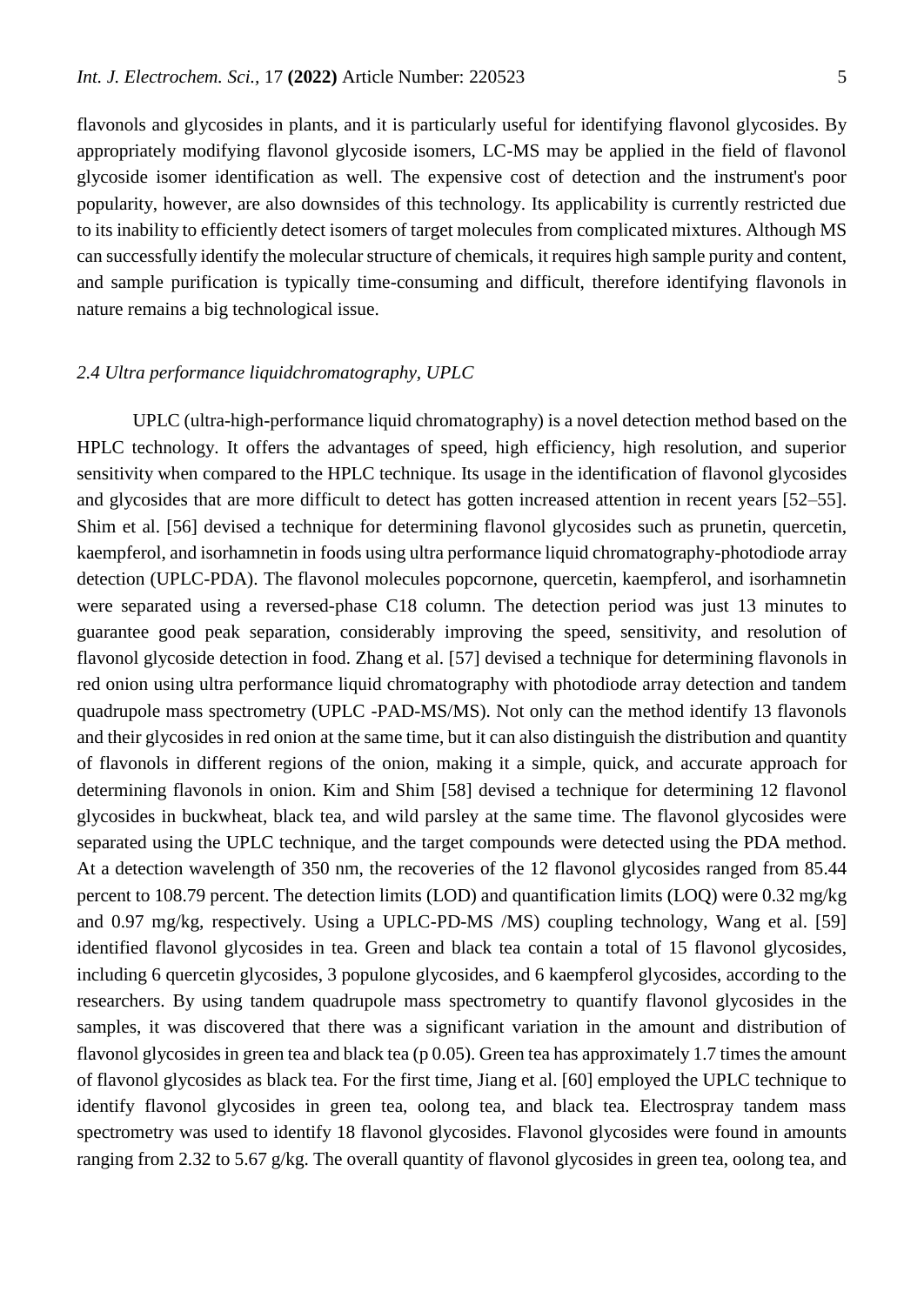flavonols and glycosides in plants, and it is particularly useful for identifying flavonol glycosides. By appropriately modifying flavonol glycoside isomers, LC-MS may be applied in the field of flavonol glycoside isomer identification as well. The expensive cost of detection and the instrument's poor popularity, however, are also downsides of this technology. Its applicability is currently restricted due to its inability to efficiently detect isomers of target molecules from complicated mixtures. Although MS can successfully identify the molecular structure of chemicals, it requires high sample purity and content, and sample purification is typically time-consuming and difficult, therefore identifying flavonols in nature remains a big technological issue.

### *2.4 Ultra performance liquidchromatography, UPLC*

UPLC (ultra-high-performance liquid chromatography) is a novel detection method based on the HPLC technology. It offers the advantages of speed, high efficiency, high resolution, and superior sensitivity when compared to the HPLC technique. Its usage in the identification of flavonol glycosides and glycosides that are more difficult to detect has gotten increased attention in recent years [52–55]. Shim et al. [56] devised a technique for determining flavonol glycosides such as prunetin, quercetin, kaempferol, and isorhamnetin in foods using ultra performance liquid chromatography-photodiode array detection (UPLC-PDA). The flavonol molecules popcornone, quercetin, kaempferol, and isorhamnetin were separated using a reversed-phase C18 column. The detection period was just 13 minutes to guarantee good peak separation, considerably improving the speed, sensitivity, and resolution of flavonol glycoside detection in food. Zhang et al. [57] devised a technique for determining flavonols in red onion using ultra performance liquid chromatography with photodiode array detection and tandem quadrupole mass spectrometry (UPLC -PAD-MS/MS). Not only can the method identify 13 flavonols and their glycosides in red onion at the same time, but it can also distinguish the distribution and quantity of flavonols in different regions of the onion, making it a simple, quick, and accurate approach for determining flavonols in onion. Kim and Shim [58] devised a technique for determining 12 flavonol glycosides in buckwheat, black tea, and wild parsley at the same time. The flavonol glycosides were separated using the UPLC technique, and the target compounds were detected using the PDA method. At a detection wavelength of 350 nm, the recoveries of the 12 flavonol glycosides ranged from 85.44 percent to 108.79 percent. The detection limits (LOD) and quantification limits (LOQ) were 0.32 mg/kg and 0.97 mg/kg, respectively. Using a UPLC-PD-MS /MS) coupling technology, Wang et al. [59] identified flavonol glycosides in tea. Green and black tea contain a total of 15 flavonol glycosides, including 6 quercetin glycosides, 3 populone glycosides, and 6 kaempferol glycosides, according to the researchers. By using tandem quadrupole mass spectrometry to quantify flavonol glycosides in the samples, it was discovered that there was a significant variation in the amount and distribution of flavonol glycosides in green tea and black tea (p 0.05). Green tea has approximately 1.7 times the amount of flavonol glycosides as black tea. For the first time, Jiang et al. [60] employed the UPLC technique to identify flavonol glycosides in green tea, oolong tea, and black tea. Electrospray tandem mass spectrometry was used to identify 18 flavonol glycosides. Flavonol glycosides were found in amounts ranging from 2.32 to 5.67 g/kg. The overall quantity of flavonol glycosides in green tea, oolong tea, and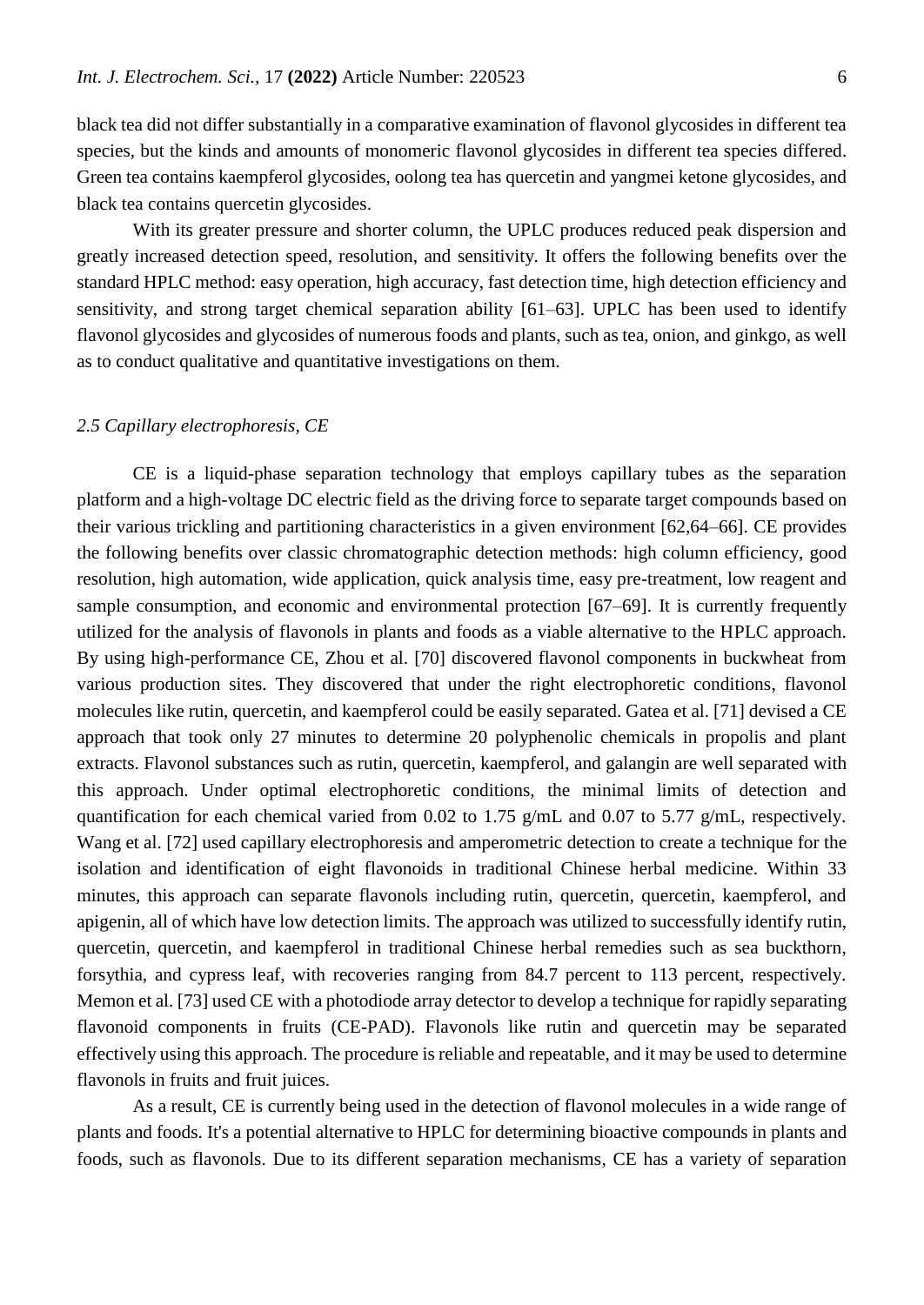black tea did not differ substantially in a comparative examination of flavonol glycosides in different tea species, but the kinds and amounts of monomeric flavonol glycosides in different tea species differed. Green tea contains kaempferol glycosides, oolong tea has quercetin and yangmei ketone glycosides, and black tea contains quercetin glycosides.

With its greater pressure and shorter column, the UPLC produces reduced peak dispersion and greatly increased detection speed, resolution, and sensitivity. It offers the following benefits over the standard HPLC method: easy operation, high accuracy, fast detection time, high detection efficiency and sensitivity, and strong target chemical separation ability [61–63]. UPLC has been used to identify flavonol glycosides and glycosides of numerous foods and plants, such as tea, onion, and ginkgo, as well as to conduct qualitative and quantitative investigations on them.

### *2.5 Capillary electrophoresis, CE*

CE is a liquid-phase separation technology that employs capillary tubes as the separation platform and a high-voltage DC electric field as the driving force to separate target compounds based on their various trickling and partitioning characteristics in a given environment [62,64–66]. CE provides the following benefits over classic chromatographic detection methods: high column efficiency, good resolution, high automation, wide application, quick analysis time, easy pre-treatment, low reagent and sample consumption, and economic and environmental protection [67–69]. It is currently frequently utilized for the analysis of flavonols in plants and foods as a viable alternative to the HPLC approach. By using high-performance CE, Zhou et al. [70] discovered flavonol components in buckwheat from various production sites. They discovered that under the right electrophoretic conditions, flavonol molecules like rutin, quercetin, and kaempferol could be easily separated. Gatea et al. [71] devised a CE approach that took only 27 minutes to determine 20 polyphenolic chemicals in propolis and plant extracts. Flavonol substances such as rutin, quercetin, kaempferol, and galangin are well separated with this approach. Under optimal electrophoretic conditions, the minimal limits of detection and quantification for each chemical varied from 0.02 to 1.75 g/mL and 0.07 to 5.77 g/mL, respectively. Wang et al. [72] used capillary electrophoresis and amperometric detection to create a technique for the isolation and identification of eight flavonoids in traditional Chinese herbal medicine. Within 33 minutes, this approach can separate flavonols including rutin, quercetin, quercetin, kaempferol, and apigenin, all of which have low detection limits. The approach was utilized to successfully identify rutin, quercetin, quercetin, and kaempferol in traditional Chinese herbal remedies such as sea buckthorn, forsythia, and cypress leaf, with recoveries ranging from 84.7 percent to 113 percent, respectively. Memon et al. [73] used CE with a photodiode array detector to develop a technique for rapidly separating flavonoid components in fruits (CE-PAD). Flavonols like rutin and quercetin may be separated effectively using this approach. The procedure is reliable and repeatable, and it may be used to determine flavonols in fruits and fruit juices.

As a result, CE is currently being used in the detection of flavonol molecules in a wide range of plants and foods. It's a potential alternative to HPLC for determining bioactive compounds in plants and foods, such as flavonols. Due to its different separation mechanisms, CE has a variety of separation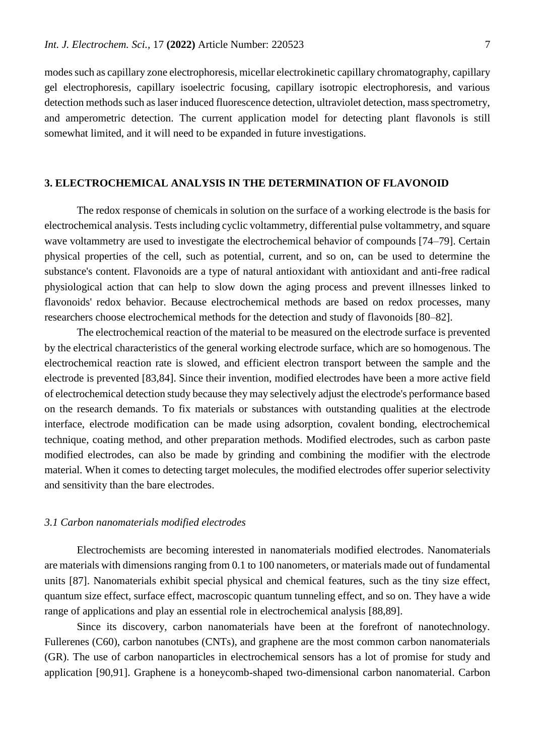modes such as capillary zone electrophoresis, micellar electrokinetic capillary chromatography, capillary gel electrophoresis, capillary isoelectric focusing, capillary isotropic electrophoresis, and various detection methods such as laser induced fluorescence detection, ultraviolet detection, mass spectrometry, and amperometric detection. The current application model for detecting plant flavonols is still somewhat limited, and it will need to be expanded in future investigations.

## 3. ELECTROCHEMICAL ANALYSIS IN THE DETERMINATION OF FLAVONOID

The redox response of chemicals in solution on the surface of a working electrode is the basis for electrochemical analysis. Tests including cyclic voltammetry, differential pulse voltammetry, and square wave voltammetry are used to investigate the electrochemical behavior of compounds [74–79]. Certain physical properties of the cell, such as potential, current, and so on, can be used to determine the substance's content. Flavonoids are a type of natural antioxidant with antioxidant and anti-free radical physiological action that can help to slow down the aging process and prevent illnesses linked to flavonoids' redox behavior. Because electrochemical methods are based on redox processes, many researchers choose electrochemical methods for the detection and study of flavonoids [80–82].

The electrochemical reaction of the material to be measured on the electrode surface is prevented by the electrical characteristics of the general working electrode surface, which are so homogenous. The electrochemical reaction rate is slowed, and efficient electron transport between the sample and the electrode is prevented [83,84]. Since their invention, modified electrodes have been a more active field of electrochemical detection study because they may selectively adjust the electrode's performance based on the research demands. To fix materials or substances with outstanding qualities at the electrode interface, electrode modification can be made using adsorption, covalent bonding, electrochemical technique, coating method, and other preparation methods. Modified electrodes, such as carbon paste modified electrodes, can also be made by grinding and combining the modifier with the electrode material. When it comes to detecting target molecules, the modified electrodes offer superior selectivity and sensitivity than the bare electrodes.

### *3.1 Carbon nanomaterials modified electrodes*

Electrochemists are becoming interested in nanomaterials modified electrodes. Nanomaterials are materials with dimensions ranging from 0.1 to 100 nanometers, or materials made out of fundamental units [87]. Nanomaterials exhibit special physical and chemical features, such as the tiny size effect, quantum size effect, surface effect, macroscopic quantum tunneling effect, and so on. They have a wide range of applications and play an essential role in electrochemical analysis [88,89].

Since its discovery, carbon nanomaterials have been at the forefront of nanotechnology. Fullerenes (C60), carbon nanotubes (CNTs), and graphene are the most common carbon nanomaterials (GR). The use of carbon nanoparticles in electrochemical sensors has a lot of promise for study and application [90,91]. Graphene is a honeycomb-shaped two-dimensional carbon nanomaterial. Carbon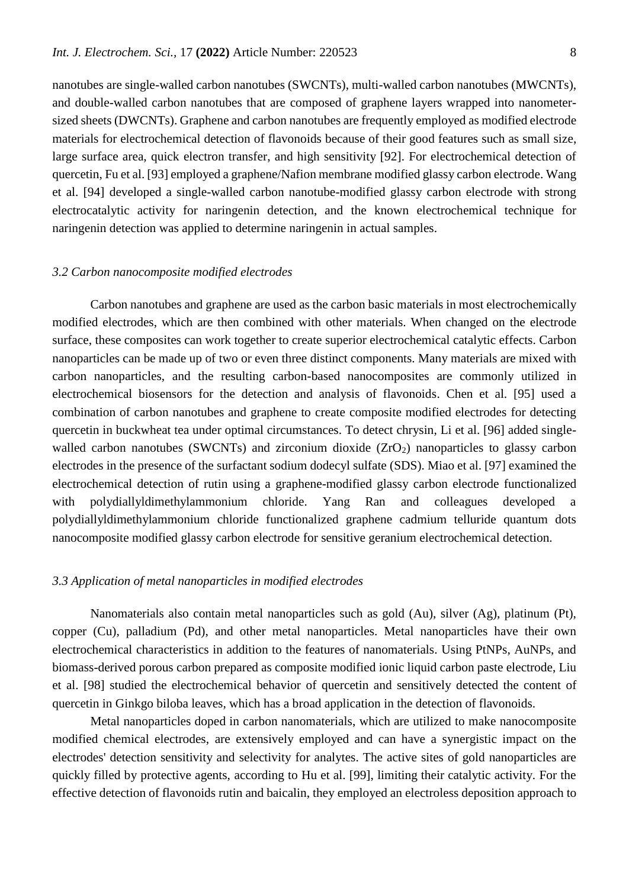nanotubes are single-walled carbon nanotubes (SWCNTs), multi-walled carbon nanotubes (MWCNTs), and double-walled carbon nanotubes that are composed of graphene layers wrapped into nanometer-sized sheets (DWCNTs). Graphene and carbon nanotubes are frequently employed as modified electrode materials for electrochemical detection of flavonoids because of their good features such as small size, large surface area, quick electron transfer, and high sensitivity [92]. For electrochemical detection of quercetin, Fu et al. [93] employed a graphene/Nafion membrane modified glassy carbon electrode. Wang et al. [94] developed a single-walled carbon nanotube-modified glassy carbon electrode with strong electrocatalytic activity for naringenin detection, and the known electrochemical technique for naringenin detection was applied to determine naringenin in actual samples.

### *3.2 Carbon nanocomposite modified electrodes*

Carbon nanotubes and graphene are used as the carbon basic materials in most electrochemically modified electrodes, which are then combined with other materials. When changed on the electrode surface, these composites can work together to create superior electrochemical catalytic effects. Carbon nanoparticles can be made up of two or even three distinct components. Many materials are mixed with carbon nanoparticles, and the resulting carbon-based nanocomposites are commonly utilized in electrochemical biosensors for the detection and analysis of flavonoids. Chen et al. [95] used a combination of carbon nanotubes and graphene to create composite modified electrodes for detecting quercetin in buckwheat tea under optimal circumstances. To detect chrysin, Li et al. [96] added single-walled carbon nanotubes (SWCNTs) and zirconium dioxide ($ZrO_2$) nanoparticles to glassy carbon electrodes in the presence of the surfactant sodium dodecyl sulfate (SDS). Miao et al. [97] examined the electrochemical detection of rutin using a graphene-modified glassy carbon electrode functionalized with polydiallyldimethylammonium chloride. Yang Ran and colleagues developed a polydiallyldimethylammonium chloride functionalized graphene cadmium telluride quantum dots nanocomposite modified glassy carbon electrode for sensitive geranium electrochemical detection.

### *3.3 Application of metal nanoparticles in modified electrodes*

Nanomaterials also contain metal nanoparticles such as gold (Au), silver (Ag), platinum (Pt), copper (Cu), palladium (Pd), and other metal nanoparticles. Metal nanoparticles have their own electrochemical characteristics in addition to the features of nanomaterials. Using PtNPs, AuNPs, and biomass-derived porous carbon prepared as composite modified ionic liquid carbon paste electrode, Liu et al. [98] studied the electrochemical behavior of quercetin and sensitively detected the content of quercetin in Ginkgo biloba leaves, which has a broad application in the detection of flavonoids.

Metal nanoparticles doped in carbon nanomaterials, which are utilized to make nanocomposite modified chemical electrodes, are extensively employed and can have a synergistic impact on the electrodes' detection sensitivity and selectivity for analytes. The active sites of gold nanoparticles are quickly filled by protective agents, according to Hu et al. [99], limiting their catalytic activity. For the effective detection of flavonoids rutin and baicalin, they employed an electroless deposition approach to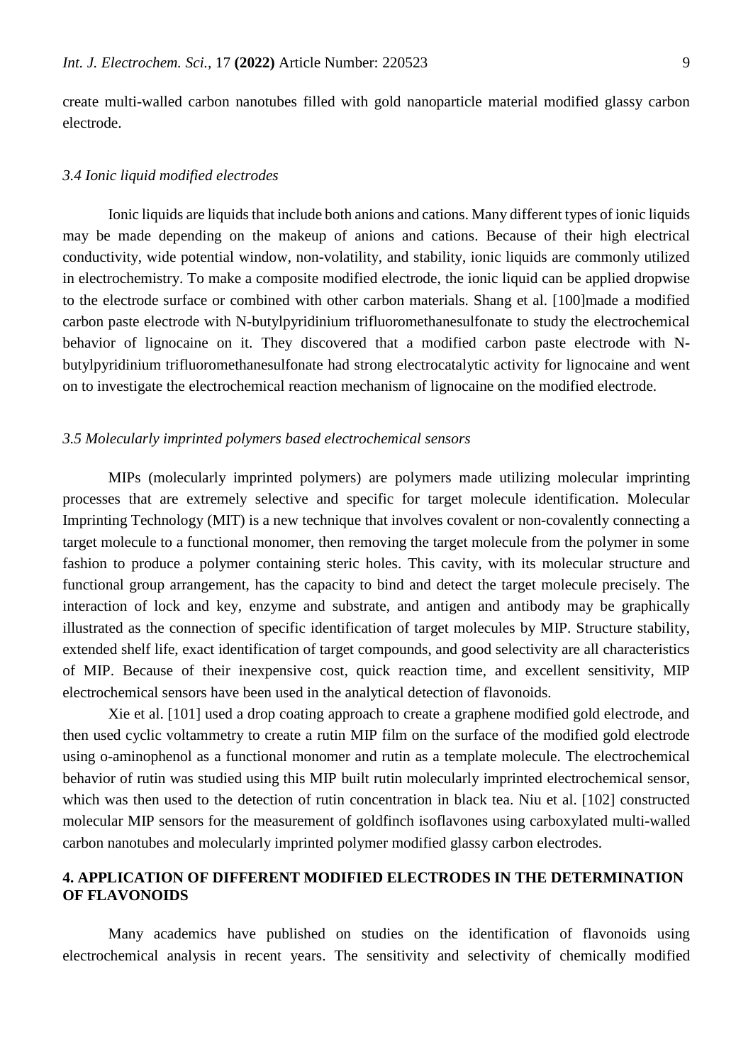create multi-walled carbon nanotubes filled with gold nanoparticle material modified glassy carbon electrode.

### *3.4 Ionic liquid modified electrodes*

Ionic liquids are liquids that include both anions and cations. Many different types of ionic liquids may be made depending on the makeup of anions and cations. Because of their high electrical conductivity, wide potential window, non-volatility, and stability, ionic liquids are commonly utilized in electrochemistry. To make a composite modified electrode, the ionic liquid can be applied dropwise to the electrode surface or combined with other carbon materials. Shang et al. [100]made a modified carbon paste electrode with N-butylpyridinium trifluoromethanesulfonate to study the electrochemical behavior of lignocaine on it. They discovered that a modified carbon paste electrode with N-butylpyridinium trifluoromethanesulfonate had strong electrocatalytic activity for lignocaine and went on to investigate the electrochemical reaction mechanism of lignocaine on the modified electrode.

### *3.5 Molecularly imprinted polymers based electrochemical sensors*

MIPs (molecularly imprinted polymers) are polymers made utilizing molecular imprinting processes that are extremely selective and specific for target molecule identification. Molecular Imprinting Technology (MIT) is a new technique that involves covalent or non-covalently connecting a target molecule to a functional monomer, then removing the target molecule from the polymer in some fashion to produce a polymer containing steric holes. This cavity, with its molecular structure and functional group arrangement, has the capacity to bind and detect the target molecule precisely. The interaction of lock and key, enzyme and substrate, and antigen and antibody may be graphically illustrated as the connection of specific identification of target molecules by MIP. Structure stability, extended shelf life, exact identification of target compounds, and good selectivity are all characteristics of MIP. Because of their inexpensive cost, quick reaction time, and excellent sensitivity, MIP electrochemical sensors have been used in the analytical detection of flavonoids.

Xie et al. [101] used a drop coating approach to create a graphene modified gold electrode, and then used cyclic voltammetry to create a rutin MIP film on the surface of the modified gold electrode using o-aminophenol as a functional monomer and rutin as a template molecule. The electrochemical behavior of rutin was studied using this MIP built rutin molecularly imprinted electrochemical sensor, which was then used to the detection of rutin concentration in black tea. Niu et al. [102] constructed molecular MIP sensors for the measurement of goldfinch isoflavones using carboxylated multi-walled carbon nanotubes and molecularly imprinted polymer modified glassy carbon electrodes.

## 4. APPLICATION OF DIFFERENT MODIFIED ELECTRODES IN THE DETERMINATION OF FLAVONOIDS

Many academics have published on studies on the identification of flavonoids using electrochemical analysis in recent years. The sensitivity and selectivity of chemically modified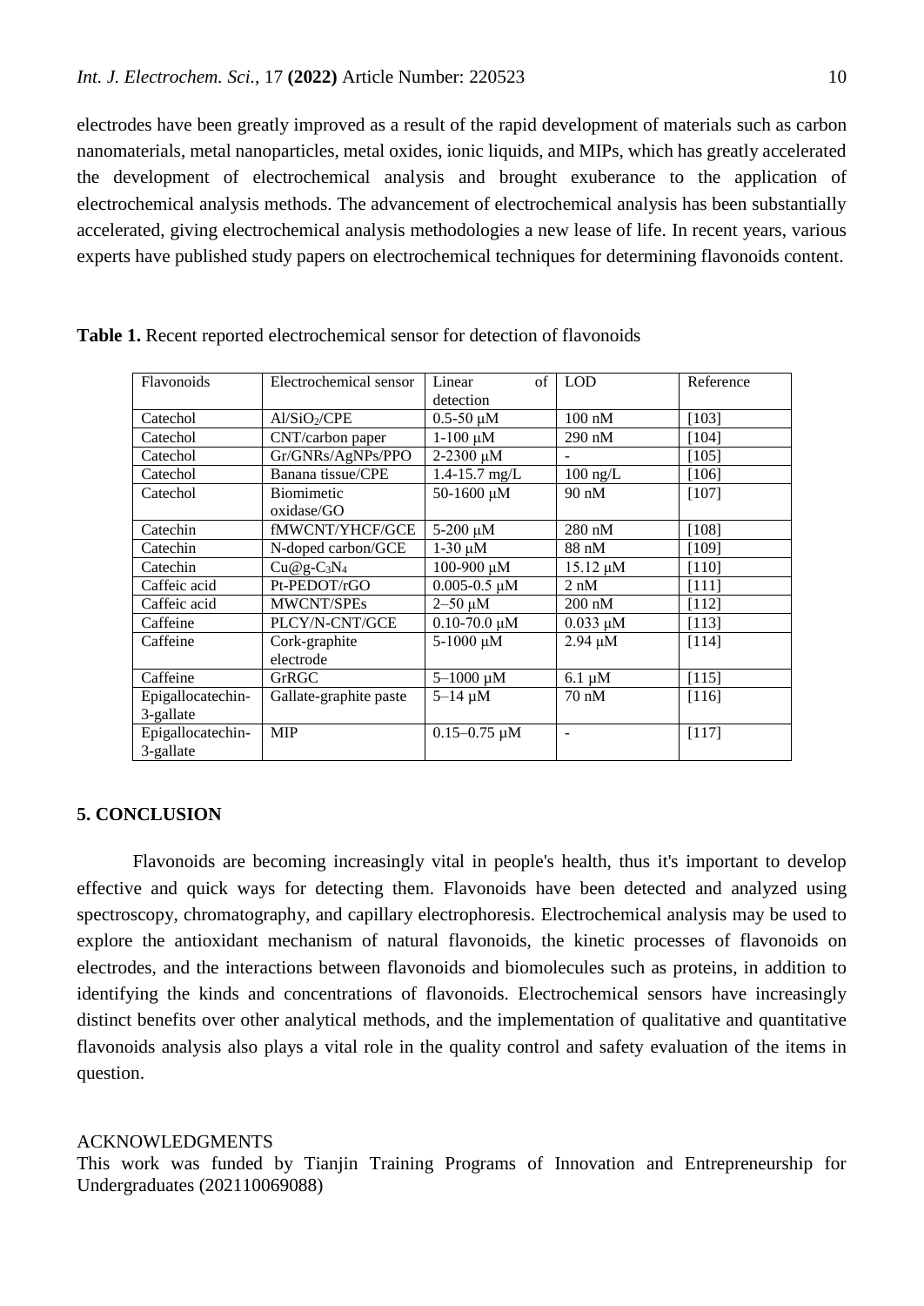electrodes have been greatly improved as a result of the rapid development of materials such as carbon nanomaterials, metal nanoparticles, metal oxides, ionic liquids, and MIPs, which has greatly accelerated the development of electrochemical analysis and brought exuberance to the application of electrochemical analysis methods. The advancement of electrochemical analysis has been substantially accelerated, giving electrochemical analysis methodologies a new lease of life. In recent years, various experts have published study papers on electrochemical techniques for determining flavonoids content.

**Table 1.** Recent reported electrochemical sensor for detection of flavonoids

| Flavonoids | Electrochemical sensor | Linear of detection | LOD | Reference |
|---|---|---|---|---|
| Catechol | Al/$SiO_2$/CPE | 0.5-50 μM | 100 nM | [103] |
| Catechol | CNT/carbon paper | 1-100 μM | 290 nM | [104] |
| Catechol | Gr/GNRs/AgNPs/PPO | 2-2300 μM | - | [105] |
| Catechol | Banana tissue/CPE | 1.4-15.7 mg/L | 100 ng/L | [106] |
| Catechol | Biomimetic oxidase/GO | 50-1600 μM | 90 nM | [107] |
| Catechin | fMWCNT/YHCF/GCE | 5-200 μM | 280 nM | [108] |
| Catechin | N-doped carbon/GCE | 1-30 μM | 88 nM | [109] |
| Catechin | Cu@g-$C_3N_4$ | 100-900 μM | 15.12 μM | [110] |
| Caffeic acid | Pt-PEDOT/rGO | 0.005-0.5 μM | 2 nM | [111] |
| Caffeic acid | MWCNT/SPEs | 2–50 μM | 200 nM | [112] |
| Caffeine | PLCY/N-CNT/GCE | 0.10-70.0 μM | 0.033 μM | [113] |
| Caffeine | Cork-graphite electrode | 5-1000 μM | 2.94 μM | [114] |
| Caffeine | GrRGC | 5–1000 μM | 6.1 μM | [115] |
| Epigallocatechin-3-gallate | Gallate-graphite paste | 5–14 μM | 70 nM | [116] |
| Epigallocatechin-3-gallate | MIP | 0.15–0.75 μM | - | [117] |

## 5. CONCLUSION

Flavonoids are becoming increasingly vital in people's health, thus it's important to develop effective and quick ways for detecting them. Flavonoids have been detected and analyzed using spectroscopy, chromatography, and capillary electrophoresis. Electrochemical analysis may be used to explore the antioxidant mechanism of natural flavonoids, the kinetic processes of flavonoids on electrodes, and the interactions between flavonoids and biomolecules such as proteins, in addition to identifying the kinds and concentrations of flavonoids. Electrochemical sensors have increasingly distinct benefits over other analytical methods, and the implementation of qualitative and quantitative flavonoids analysis also plays a vital role in the quality control and safety evaluation of the items in question.

ACKNOWLEDGMENTS

This work was funded by Tianjin Training Programs of Innovation and Entrepreneurship for Undergraduates (202110069088)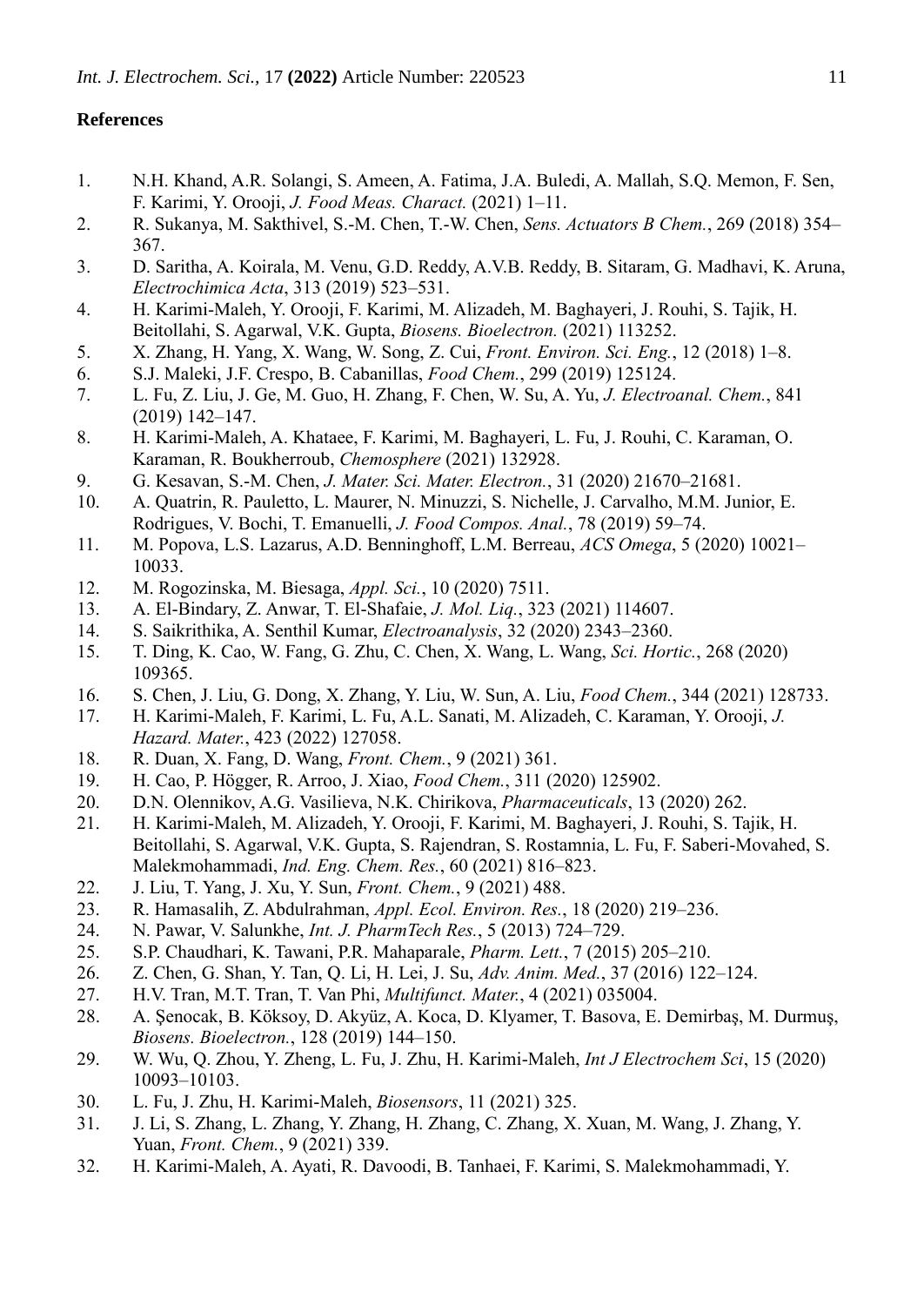## References

1. N.H. Khand, A.R. Solangi, S. Ameen, A. Fatima, J.A. Buledi, A. Mallah, S.Q. Memon, F. Sen, F. Karimi, Y. Orooji, *J. Food Meas. Charact.* (2021) 1–11.
2. R. Sukanya, M. Sakthivel, S.-M. Chen, T.-W. Chen, *Sens. Actuators B Chem.*, 269 (2018) 354–367.
3. D. Saritha, A. Koirala, M. Venu, G.D. Reddy, A.V.B. Reddy, B. Sitaram, G. Madhavi, K. Aruna, *Electrochimica Acta*, 313 (2019) 523–531.
4. H. Karimi-Maleh, Y. Orooji, F. Karimi, M. Alizadeh, M. Baghayeri, J. Rouhi, S. Tajik, H. Beitollahi, S. Agarwal, V.K. Gupta, *Biosens. Bioelectron.* (2021) 113252.
5. X. Zhang, H. Yang, X. Wang, W. Song, Z. Cui, *Front. Environ. Sci. Eng.*, 12 (2018) 1–8.
6. S.J. Maleki, J.F. Crespo, B. Cabanillas, *Food Chem.*, 299 (2019) 125124.
7. L. Fu, Z. Liu, J. Ge, M. Guo, H. Zhang, F. Chen, W. Su, A. Yu, *J. Electroanal. Chem.*, 841 (2019) 142–147.
8. H. Karimi-Maleh, A. Khataee, F. Karimi, M. Baghayeri, L. Fu, J. Rouhi, C. Karaman, O. Karaman, R. Boukherroub, *Chemosphere* (2021) 132928.
9. G. Kesavan, S.-M. Chen, *J. Mater. Sci. Mater. Electron.*, 31 (2020) 21670–21681.
10. A. Quatrin, R. Pauletto, L. Maurer, N. Minuzzi, S. Nichelle, J. Carvalho, M.M. Junior, E. Rodrigues, V. Bochi, T. Emanuelli, *J. Food Compos. Anal.*, 78 (2019) 59–74.
11. M. Popova, L.S. Lazarus, A.D. Benninghoff, L.M. Berreau, *ACS Omega*, 5 (2020) 10021–10033.
12. M. Rogozinska, M. Biesaga, *Appl. Sci.*, 10 (2020) 7511.
13. A. El-Bindary, Z. Anwar, T. El-Shafaie, *J. Mol. Liq.*, 323 (2021) 114607.
14. S. Saikrithika, A. Senthil Kumar, *Electroanalysis*, 32 (2020) 2343–2360.
15. T. Ding, K. Cao, W. Fang, G. Zhu, C. Chen, X. Wang, L. Wang, *Sci. Hortic.*, 268 (2020) 109365.
16. S. Chen, J. Liu, G. Dong, X. Zhang, Y. Liu, W. Sun, A. Liu, *Food Chem.*, 344 (2021) 128733.
17. H. Karimi-Maleh, F. Karimi, L. Fu, A.L. Sanati, M. Alizadeh, C. Karaman, Y. Orooji, *J. Hazard. Mater.*, 423 (2022) 127058.
18. R. Duan, X. Fang, D. Wang, *Front. Chem.*, 9 (2021) 361.
19. H. Cao, P. Högger, R. Arroo, J. Xiao, *Food Chem.*, 311 (2020) 125902.
20. D.N. Olennikov, A.G. Vasilieva, N.K. Chirikova, *Pharmaceuticals*, 13 (2020) 262.
21. H. Karimi-Maleh, M. Alizadeh, Y. Orooji, F. Karimi, M. Baghayeri, J. Rouhi, S. Tajik, H. Beitollahi, S. Agarwal, V.K. Gupta, S. Rajendran, S. Rostamnia, L. Fu, F. Saberi-Movahed, S. Malekmohammadi, *Ind. Eng. Chem. Res.*, 60 (2021) 816–823.
22. J. Liu, T. Yang, J. Xu, Y. Sun, *Front. Chem.*, 9 (2021) 488.
23. R. Hamasalih, Z. Abdulrahman, *Appl. Ecol. Environ. Res.*, 18 (2020) 219–236.
24. N. Pawar, V. Salunkhe, *Int. J. PharmTech Res.*, 5 (2013) 724–729.
25. S.P. Chaudhari, K. Tawani, P.R. Mahaparale, *Pharm. Lett.*, 7 (2015) 205–210.
26. Z. Chen, G. Shan, Y. Tan, Q. Li, H. Lei, J. Su, *Adv. Anim. Med.*, 37 (2016) 122–124.
27. H.V. Tran, M.T. Tran, T. Van Phi, *Multifunct. Mater.*, 4 (2021) 035004.
28. A. Şenocak, B. Köksoy, D. Akyüz, A. Koca, D. Klyamer, T. Basova, E. Demirbaş, M. Durmuş, *Biosens. Bioelectron.*, 128 (2019) 144–150.
29. W. Wu, Q. Zhou, Y. Zheng, L. Fu, J. Zhu, H. Karimi-Maleh, *Int J Electrochem Sci*, 15 (2020) 10093–10103.
30. L. Fu, J. Zhu, H. Karimi-Maleh, *Biosensors*, 11 (2021) 325.
31. J. Li, S. Zhang, L. Zhang, Y. Zhang, H. Zhang, C. Zhang, X. Xuan, M. Wang, J. Zhang, Y. Yuan, *Front. Chem.*, 9 (2021) 339.
32. H. Karimi-Maleh, A. Ayati, R. Davoodi, B. Tanhaei, F. Karimi, S. Malekmohammadi, Y.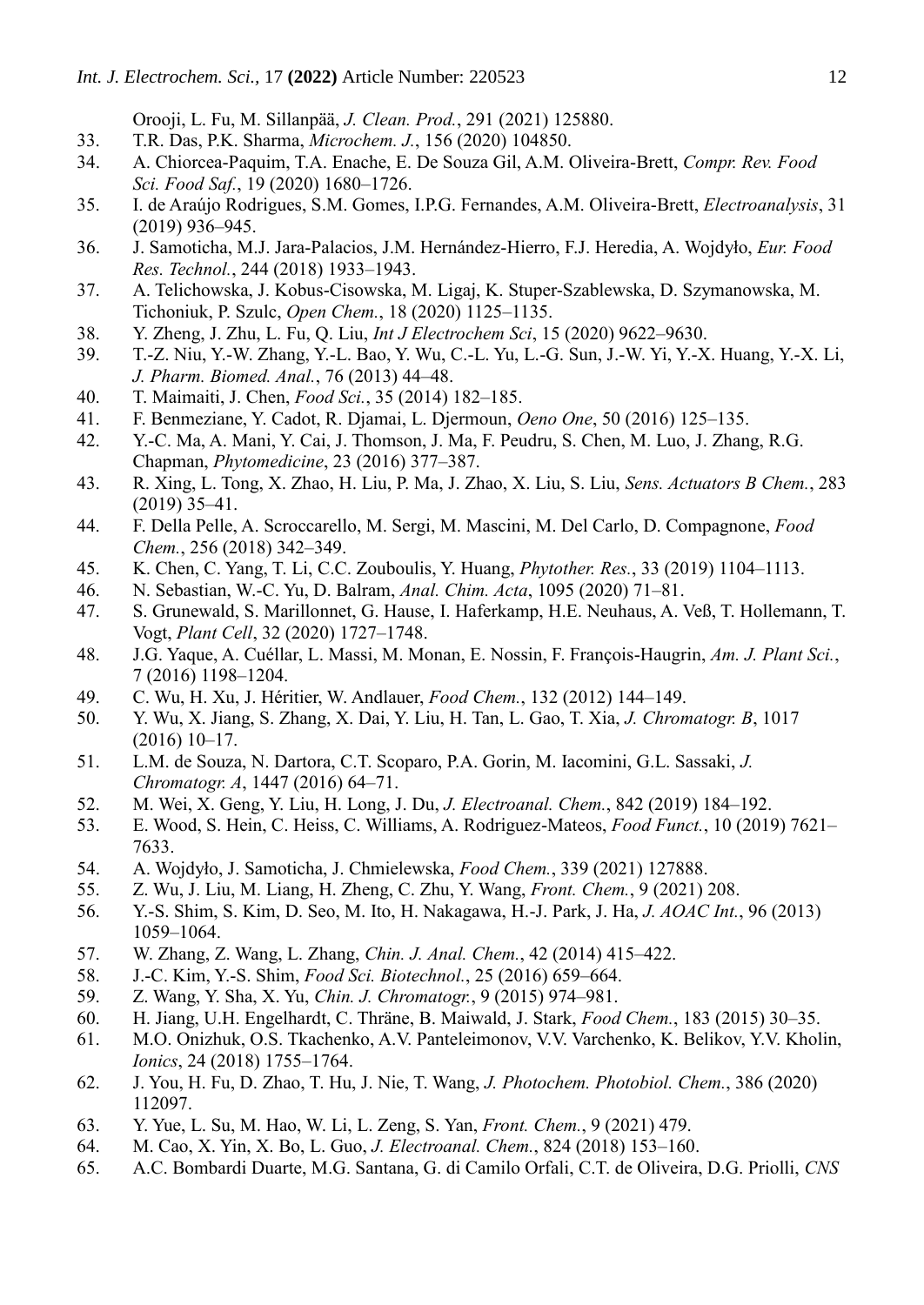Orooji, L. Fu, M. Sillanpää, *J. Clean. Prod.*, 291 (2021) 125880.

33. T.R. Das, P.K. Sharma, *Microchem. J.*, 156 (2020) 104850.
34. A. Chiorcea-Paquim, T.A. Enache, E. De Souza Gil, A.M. Oliveira-Brett, *Compr. Rev. Food Sci. Food Saf.*, 19 (2020) 1680–1726.
35. I. de Araújo Rodrigues, S.M. Gomes, I.P.G. Fernandes, A.M. Oliveira-Brett, *Electroanalysis*, 31 (2019) 936–945.
36. J. Samoticha, M.J. Jara-Palacios, J.M. Hernández-Hierro, F.J. Heredia, A. Wojdyło, *Eur. Food Res. Technol.*, 244 (2018) 1933–1943.
37. A. Telichowska, J. Kobus-Cisowska, M. Ligaj, K. Stuper-Szablewska, D. Szymanowska, M. Tichoniuk, P. Szulc, *Open Chem.*, 18 (2020) 1125–1135.
38. Y. Zheng, J. Zhu, L. Fu, Q. Liu, *Int J Electrochem Sci*, 15 (2020) 9622–9630.
39. T.-Z. Niu, Y.-W. Zhang, Y.-L. Bao, Y. Wu, C.-L. Yu, L.-G. Sun, J.-W. Yi, Y.-X. Huang, Y.-X. Li, *J. Pharm. Biomed. Anal.*, 76 (2013) 44–48.
40. T. Maimaiti, J. Chen, *Food Sci.*, 35 (2014) 182–185.
41. F. Benmeziane, Y. Cadot, R. Djamai, L. Djermoun, *Oeno One*, 50 (2016) 125–135.
42. Y.-C. Ma, A. Mani, Y. Cai, J. Thomson, J. Ma, F. Peudru, S. Chen, M. Luo, J. Zhang, R.G. Chapman, *Phytomedicine*, 23 (2016) 377–387.
43. R. Xing, L. Tong, X. Zhao, H. Liu, P. Ma, J. Zhao, X. Liu, S. Liu, *Sens. Actuators B Chem.*, 283 (2019) 35–41.
44. F. Della Pelle, A. Scroccarello, M. Sergi, M. Mascini, M. Del Carlo, D. Compagnone, *Food Chem.*, 256 (2018) 342–349.
45. K. Chen, C. Yang, T. Li, C.C. Zouboulis, Y. Huang, *Phytother. Res.*, 33 (2019) 1104–1113.
46. N. Sebastian, W.-C. Yu, D. Balram, *Anal. Chim. Acta*, 1095 (2020) 71–81.
47. S. Grunewald, S. Marillonnet, G. Hause, I. Haferkamp, H.E. Neuhaus, A. Veß, T. Hollemann, T. Vogt, *Plant Cell*, 32 (2020) 1727–1748.
48. J.G. Yaque, A. Cuéllar, L. Massi, M. Monan, E. Nossin, F. François-Haugrin, *Am. J. Plant Sci.*, 7 (2016) 1198–1204.
49. C. Wu, H. Xu, J. Héritier, W. Andlauer, *Food Chem.*, 132 (2012) 144–149.
50. Y. Wu, X. Jiang, S. Zhang, X. Dai, Y. Liu, H. Tan, L. Gao, T. Xia, *J. Chromatogr. B*, 1017 (2016) 10–17.
51. L.M. de Souza, N. Dartora, C.T. Scoparo, P.A. Gorin, M. Iacomini, G.L. Sassaki, *J. Chromatogr. A*, 1447 (2016) 64–71.
52. M. Wei, X. Geng, Y. Liu, H. Long, J. Du, *J. Electroanal. Chem.*, 842 (2019) 184–192.
53. E. Wood, S. Hein, C. Heiss, C. Williams, A. Rodriguez-Mateos, *Food Funct.*, 10 (2019) 7621–7633.
54. A. Wojdyło, J. Samoticha, J. Chmielewska, *Food Chem.*, 339 (2021) 127888.
55. Z. Wu, J. Liu, M. Liang, H. Zheng, C. Zhu, Y. Wang, *Front. Chem.*, 9 (2021) 208.
56. Y.-S. Shim, S. Kim, D. Seo, M. Ito, H. Nakagawa, H.-J. Park, J. Ha, *J. AOAC Int.*, 96 (2013) 1059–1064.
57. W. Zhang, Z. Wang, L. Zhang, *Chin. J. Anal. Chem.*, 42 (2014) 415–422.
58. J.-C. Kim, Y.-S. Shim, *Food Sci. Biotechnol.*, 25 (2016) 659–664.
59. Z. Wang, Y. Sha, X. Yu, *Chin. J. Chromatogr.*, 9 (2015) 974–981.
60. H. Jiang, U.H. Engelhardt, C. Thräne, B. Maiwald, J. Stark, *Food Chem.*, 183 (2015) 30–35.
61. M.O. Onizhuk, O.S. Tkachenko, A.V. Panteleimonov, V.V. Varchenko, K. Belikov, Y.V. Kholin, *Ionics*, 24 (2018) 1755–1764.
62. J. You, H. Fu, D. Zhao, T. Hu, J. Nie, T. Wang, *J. Photochem. Photobiol. Chem.*, 386 (2020) 112097.
63. Y. Yue, L. Su, M. Hao, W. Li, L. Zeng, S. Yan, *Front. Chem.*, 9 (2021) 479.
64. M. Cao, X. Yin, X. Bo, L. Guo, *J. Electroanal. Chem.*, 824 (2018) 153–160.
65. A.C. Bombardi Duarte, M.G. Santana, G. di Camilo Orfali, C.T. de Oliveira, D.G. Priolli, *CNS*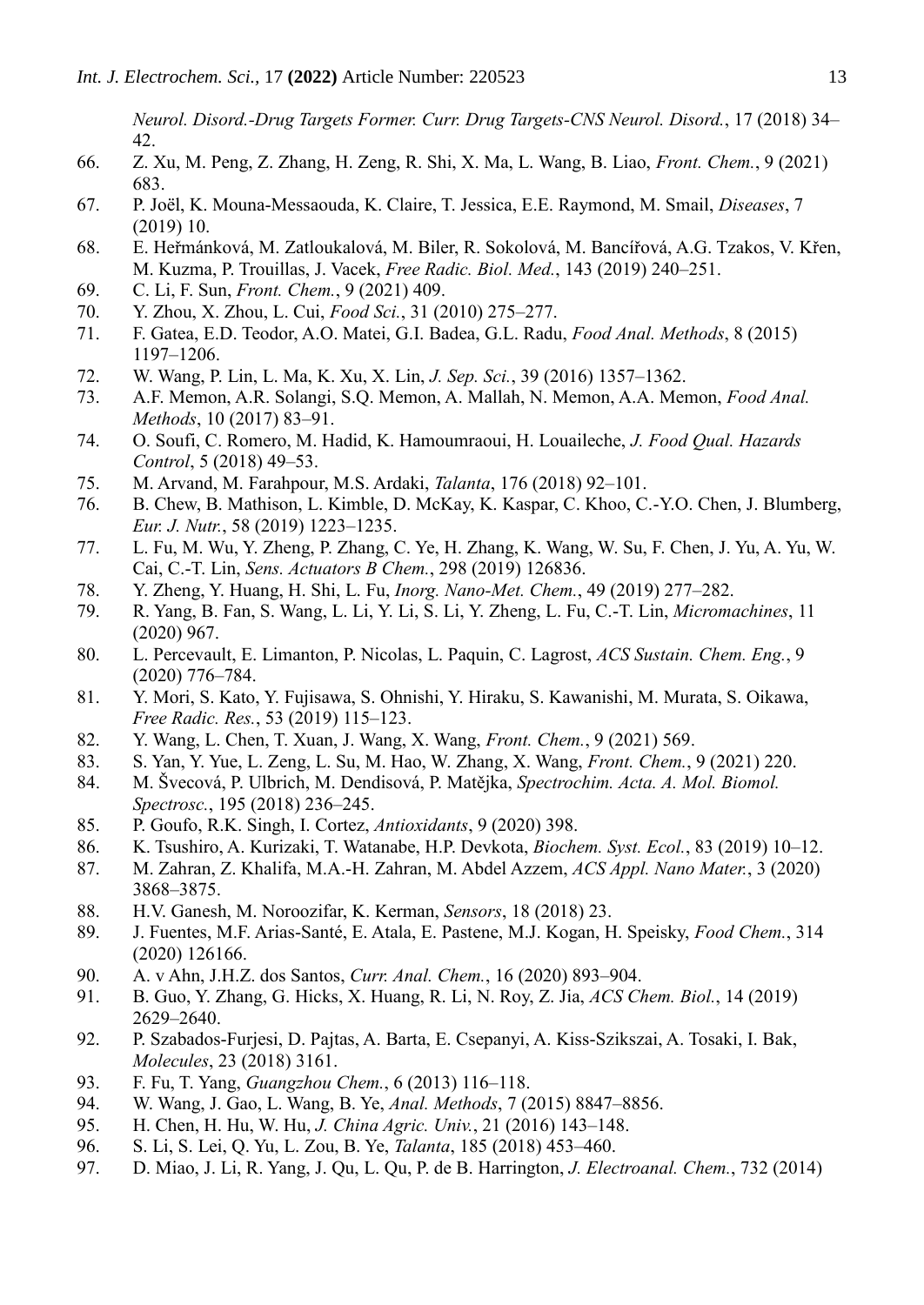*Neurol. Disord.-Drug Targets Former. Curr. Drug Targets-CNS Neurol. Disord.*, 17 (2018) 34–42.

66. Z. Xu, M. Peng, Z. Zhang, H. Zeng, R. Shi, X. Ma, L. Wang, B. Liao, *Front. Chem.*, 9 (2021) 683.
67. P. Joël, K. Mouna-Messaouda, K. Claire, T. Jessica, E.E. Raymond, M. Smail, *Diseases*, 7 (2019) 10.
68. E. Heřmánková, M. Zatloukalová, M. Biler, R. Sokolová, M. Bancířová, A.G. Tzakos, V. Křen, M. Kuzma, P. Trouillas, J. Vacek, *Free Radic. Biol. Med.*, 143 (2019) 240–251.
69. C. Li, F. Sun, *Front. Chem.*, 9 (2021) 409.
70. Y. Zhou, X. Zhou, L. Cui, *Food Sci.*, 31 (2010) 275–277.
71. F. Gatea, E.D. Teodor, A.O. Matei, G.I. Badea, G.L. Radu, *Food Anal. Methods*, 8 (2015) 1197–1206.
72. W. Wang, P. Lin, L. Ma, K. Xu, X. Lin, *J. Sep. Sci.*, 39 (2016) 1357–1362.
73. A.F. Memon, A.R. Solangi, S.Q. Memon, A. Mallah, N. Memon, A.A. Memon, *Food Anal. Methods*, 10 (2017) 83–91.
74. O. Soufi, C. Romero, M. Hadid, K. Hamoumraoui, H. Louaileche, *J. Food Qual. Hazards Control*, 5 (2018) 49–53.
75. M. Arvand, M. Farahpour, M.S. Ardaki, *Talanta*, 176 (2018) 92–101.
76. B. Chew, B. Mathison, L. Kimble, D. McKay, K. Kaspar, C. Khoo, C.-Y.O. Chen, J. Blumberg, *Eur. J. Nutr.*, 58 (2019) 1223–1235.
77. L. Fu, M. Wu, Y. Zheng, P. Zhang, C. Ye, H. Zhang, K. Wang, W. Su, F. Chen, J. Yu, A. Yu, W. Cai, C.-T. Lin, *Sens. Actuators B Chem.*, 298 (2019) 126836.
78. Y. Zheng, Y. Huang, H. Shi, L. Fu, *Inorg. Nano-Met. Chem.*, 49 (2019) 277–282.
79. R. Yang, B. Fan, S. Wang, L. Li, Y. Li, S. Li, Y. Zheng, L. Fu, C.-T. Lin, *Micromachines*, 11 (2020) 967.
80. L. Percevault, E. Limanton, P. Nicolas, L. Paquin, C. Lagrost, *ACS Sustain. Chem. Eng.*, 9 (2020) 776–784.
81. Y. Mori, S. Kato, Y. Fujisawa, S. Ohnishi, Y. Hiraku, S. Kawanishi, M. Murata, S. Oikawa, *Free Radic. Res.*, 53 (2019) 115–123.
82. Y. Wang, L. Chen, T. Xuan, J. Wang, X. Wang, *Front. Chem.*, 9 (2021) 569.
83. S. Yan, Y. Yue, L. Zeng, L. Su, M. Hao, W. Zhang, X. Wang, *Front. Chem.*, 9 (2021) 220.
84. M. Švecová, P. Ulbrich, M. Dendisová, P. Matějka, *Spectrochim. Acta. A. Mol. Biomol. Spectrosc.*, 195 (2018) 236–245.
85. P. Goufo, R.K. Singh, I. Cortez, *Antioxidants*, 9 (2020) 398.
86. K. Tsushiro, A. Kurizaki, T. Watanabe, H.P. Devkota, *Biochem. Syst. Ecol.*, 83 (2019) 10–12.
87. M. Zahran, Z. Khalifa, M.A.-H. Zahran, M. Abdel Azzem, *ACS Appl. Nano Mater.*, 3 (2020) 3868–3875.
88. H.V. Ganesh, M. Noroozifar, K. Kerman, *Sensors*, 18 (2018) 23.
89. J. Fuentes, M.F. Arias-Santé, E. Atala, E. Pastene, M.J. Kogan, H. Speisky, *Food Chem.*, 314 (2020) 126166.
90. A. v Ahn, J.H.Z. dos Santos, *Curr. Anal. Chem.*, 16 (2020) 893–904.
91. B. Guo, Y. Zhang, G. Hicks, X. Huang, R. Li, N. Roy, Z. Jia, *ACS Chem. Biol.*, 14 (2019) 2629–2640.
92. P. Szabados-Furjesi, D. Pajtas, A. Barta, E. Csepanyi, A. Kiss-Szikszai, A. Tosaki, I. Bak, *Molecules*, 23 (2018) 3161.
93. F. Fu, T. Yang, *Guangzhou Chem.*, 6 (2013) 116–118.
94. W. Wang, J. Gao, L. Wang, B. Ye, *Anal. Methods*, 7 (2015) 8847–8856.
95. H. Chen, H. Hu, W. Hu, *J. China Agric. Univ.*, 21 (2016) 143–148.
96. S. Li, S. Lei, Q. Yu, L. Zou, B. Ye, *Talanta*, 185 (2018) 453–460.
97. D. Miao, J. Li, R. Yang, J. Qu, L. Qu, P. de B. Harrington, *J. Electroanal. Chem.*, 732 (2014)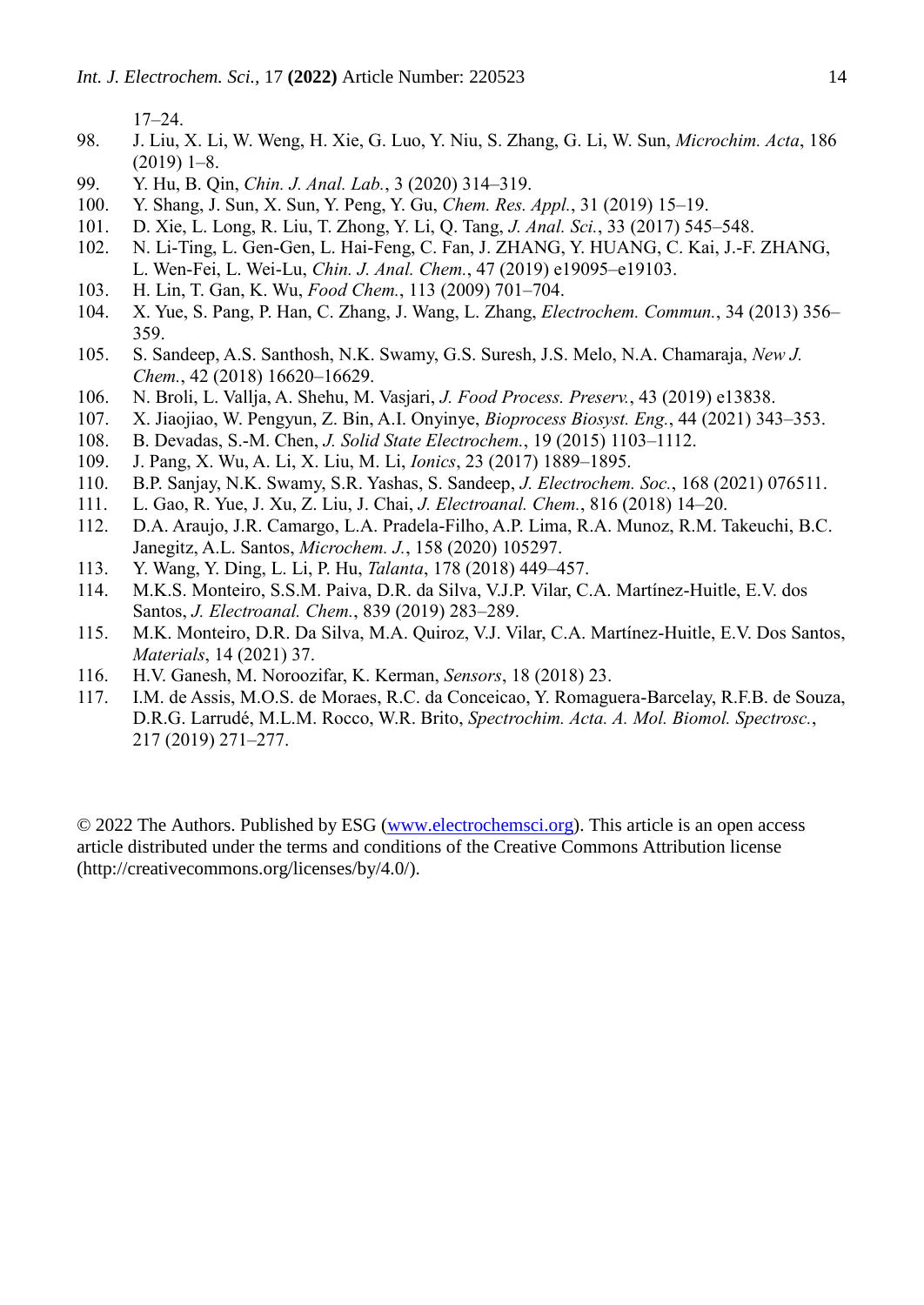17–24.

98. J. Liu, X. Li, W. Weng, H. Xie, G. Luo, Y. Niu, S. Zhang, G. Li, W. Sun, *Microchim. Acta*, 186 (2019) 1–8.
99. Y. Hu, B. Qin, *Chin. J. Anal. Lab.*, 3 (2020) 314–319.
100. Y. Shang, J. Sun, X. Sun, Y. Peng, Y. Gu, *Chem. Res. Appl.*, 31 (2019) 15–19.
101. D. Xie, L. Long, R. Liu, T. Zhong, Y. Li, Q. Tang, *J. Anal. Sci.*, 33 (2017) 545–548.
102. N. Li-Ting, L. Gen-Gen, L. Hai-Feng, C. Fan, J. ZHANG, Y. HUANG, C. Kai, J.-F. ZHANG, L. Wen-Fei, L. Wei-Lu, *Chin. J. Anal. Chem.*, 47 (2019) e19095–e19103.
103. H. Lin, T. Gan, K. Wu, *Food Chem.*, 113 (2009) 701–704.
104. X. Yue, S. Pang, P. Han, C. Zhang, J. Wang, L. Zhang, *Electrochem. Commun.*, 34 (2013) 356–359.
105. S. Sandeep, A.S. Santhosh, N.K. Swamy, G.S. Suresh, J.S. Melo, N.A. Chamaraja, *New J. Chem.*, 42 (2018) 16620–16629.
106. N. Broli, L. Vallja, A. Shehu, M. Vasjari, *J. Food Process. Preserv.*, 43 (2019) e13838.
107. X. Jiaojiao, W. Pengyun, Z. Bin, A.I. Onyinye, *Bioprocess Biosyst. Eng.*, 44 (2021) 343–353.
108. B. Devadas, S.-M. Chen, *J. Solid State Electrochem.*, 19 (2015) 1103–1112.
109. J. Pang, X. Wu, A. Li, X. Liu, M. Li, *Ionics*, 23 (2017) 1889–1895.
110. B.P. Sanjay, N.K. Swamy, S.R. Yashas, S. Sandeep, *J. Electrochem. Soc.*, 168 (2021) 076511.
111. L. Gao, R. Yue, J. Xu, Z. Liu, J. Chai, *J. Electroanal. Chem.*, 816 (2018) 14–20.
112. D.A. Araujo, J.R. Camargo, L.A. Pradela-Filho, A.P. Lima, R.A. Munoz, R.M. Takeuchi, B.C. Janegitz, A.L. Santos, *Microchem. J.*, 158 (2020) 105297.
113. Y. Wang, Y. Ding, L. Li, P. Hu, *Talanta*, 178 (2018) 449–457.
114. M.K.S. Monteiro, S.S.M. Paiva, D.R. da Silva, V.J.P. Vilar, C.A. Martínez-Huitle, E.V. dos Santos, *J. Electroanal. Chem.*, 839 (2019) 283–289.
115. M.K. Monteiro, D.R. Da Silva, M.A. Quiroz, V.J. Vilar, C.A. Martínez-Huitle, E.V. Dos Santos, *Materials*, 14 (2021) 37.
116. H.V. Ganesh, M. Noroozifar, K. Kerman, *Sensors*, 18 (2018) 23.
117. I.M. de Assis, M.O.S. de Moraes, R.C. da Conceicao, Y. Romaguera-Barcelay, R.F.B. de Souza, D.R.G. Larrudé, M.L.M. Rocco, W.R. Brito, *Spectrochim. Acta. A. Mol. Biomol. Spectrosc.*, 217 (2019) 271–277.

© 2022 The Authors. Published by ESG (www.electrochemsci.org). This article is an open access article distributed under the terms and conditions of the Creative Commons Attribution license (http://creativecommons.org/licenses/by/4.0/).